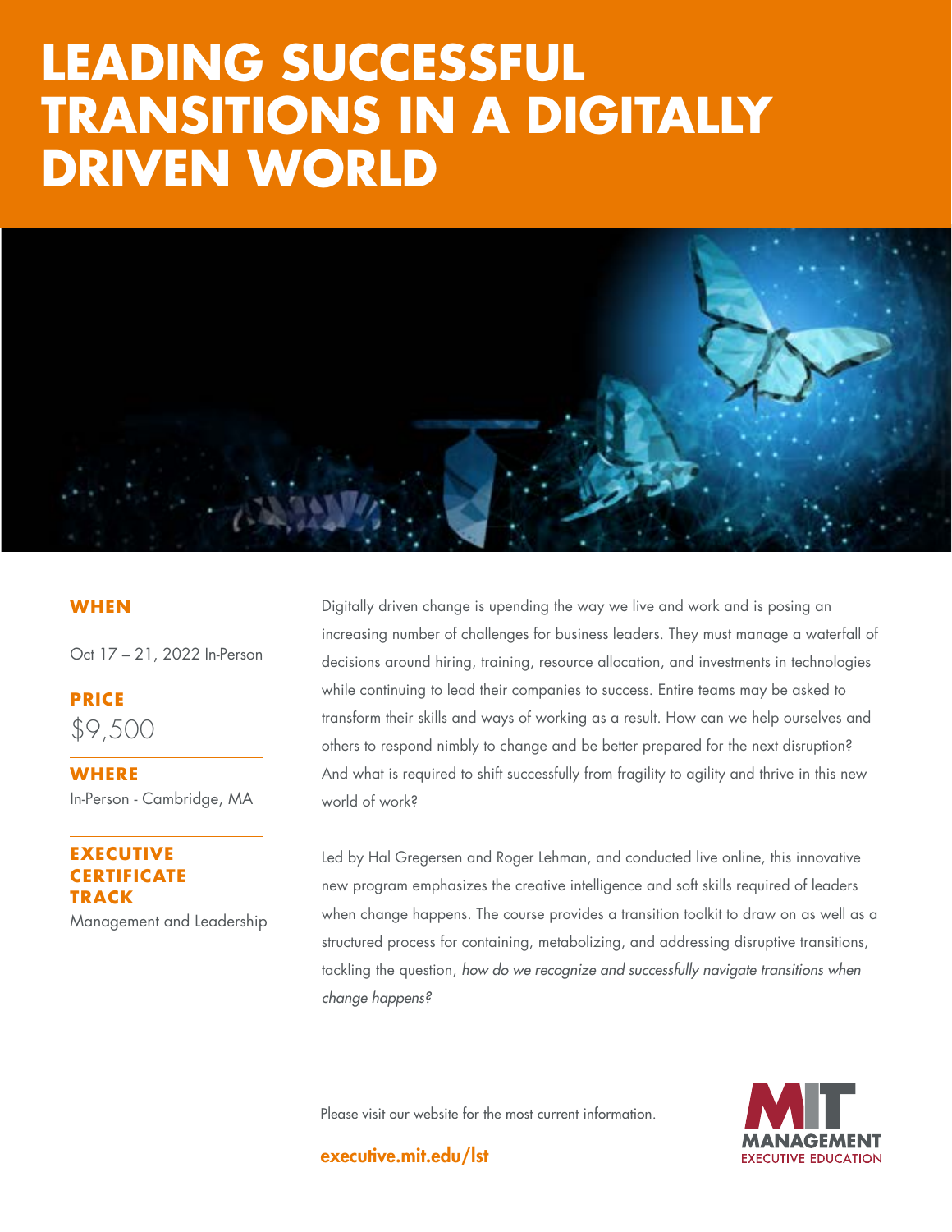# LEADING SUCCESSFUL TRANSITIONS IN A DIGITALLY DRIVEN WORLD

**WHEN**

Oct 17 – 21, 2022 In-Person

**PRICE**

$9,500

**WHERE**

In-Person - Cambridge, MA

**EXECUTIVE CERTIFICATE TRACK**

Management and Leadership

Digitally driven change is upending the way we live and work and is posing an increasing number of challenges for business leaders. They must manage a waterfall of decisions around hiring, training, resource allocation, and investments in technologies while continuing to lead their companies to success. Entire teams may be asked to transform their skills and ways of working as a result. How can we help ourselves and others to respond nimbly to change and be better prepared for the next disruption? And what is required to shift successfully from fragility to agility and thrive in this new world of work?

Led by Hal Gregersen and Roger Lehman, and conducted live online, this innovative new program emphasizes the creative intelligence and soft skills required of leaders when change happens. The course provides a transition toolkit to draw on as well as a structured process for containing, metabolizing, and addressing disruptive transitions, tackling the question, *how do we recognize and successfully navigate transitions when change happens?*

Please visit our website for the most current information.

**executive.mit.edu/lst**

MIT MANAGEMENT EXECUTIVE EDUCATION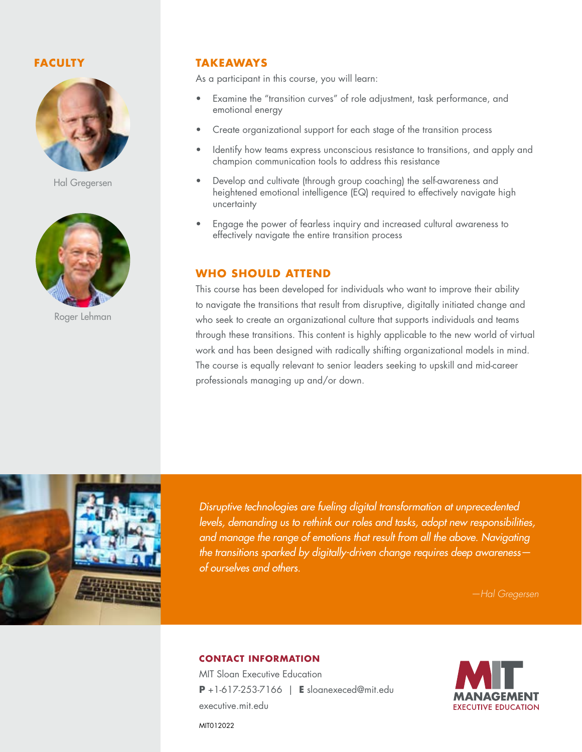## FACULTY

Hal Gregersen

Roger Lehman

## TAKEAWAYS

As a participant in this course, you will learn:

- Examine the "transition curves" of role adjustment, task performance, and emotional energy
- Create organizational support for each stage of the transition process
- Identify how teams express unconscious resistance to transitions, and apply and champion communication tools to address this resistance
- Develop and cultivate (through group coaching) the self-awareness and heightened emotional intelligence (EQ) required to effectively navigate high uncertainty
- Engage the power of fearless inquiry and increased cultural awareness to effectively navigate the entire transition process

## WHO SHOULD ATTEND

This course has been developed for individuals who want to improve their ability to navigate the transitions that result from disruptive, digitally initiated change and who seek to create an organizational culture that supports individuals and teams through these transitions. This content is highly applicable to the new world of virtual work and has been designed with radically shifting organizational models in mind. The course is equally relevant to senior leaders seeking to upskill and mid-career professionals managing up and/or down.

*Disruptive technologies are fueling digital transformation at unprecedented levels, demanding us to rethink our roles and tasks, adopt new responsibilities, and manage the range of emotions that result from all the above. Navigating the transitions sparked by digitally-driven change requires deep awareness—of ourselves and others.*

*—Hal Gregersen*

### CONTACT INFORMATION

MIT Sloan Executive Education

**P** +1-617-253-7166 | **E** sloanexeced@mit.edu

executive.mit.edu

MIT MANAGEMENT EXECUTIVE EDUCATION

MIT012022